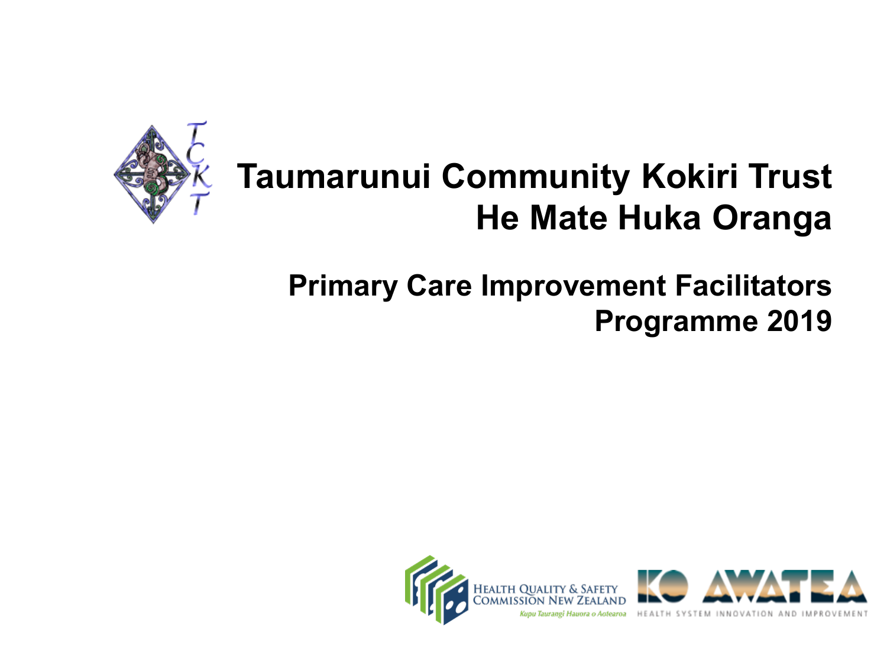# Taumarunui Community Kokiri Trust
# He Mate Huka Oranga

## Primary Care Improvement Facilitators Programme 2019

HEALTH QUALITY & SAFETY COMMISSION NEW ZEALAND
*Kupu Taurangi Hauora o Aotearoa*

KO AWATEA
HEALTH SYSTEM INNOVATION AND IMPROVEMENT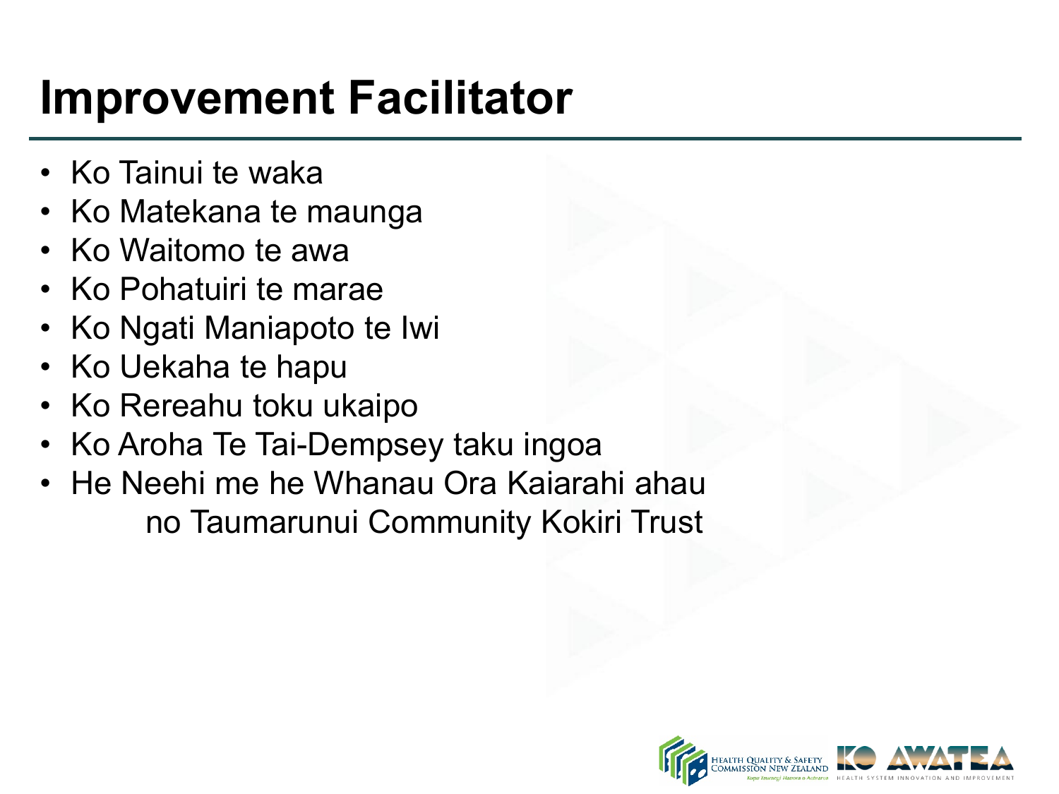# Improvement Facilitator

- Ko Tainui te waka
- Ko Matekana te maunga
- Ko Waitomo te awa
- Ko Pohatuiri te marae
- Ko Ngati Maniapoto te Iwi
- Ko Uekaha te hapu
- Ko Rereahu toku ukaipo
- Ko Aroha Te Tai-Dempsey taku ingoa
- He Neehi me he Whanau Ora Kaiarahi ahau no Taumarunui Community Kokiri Trust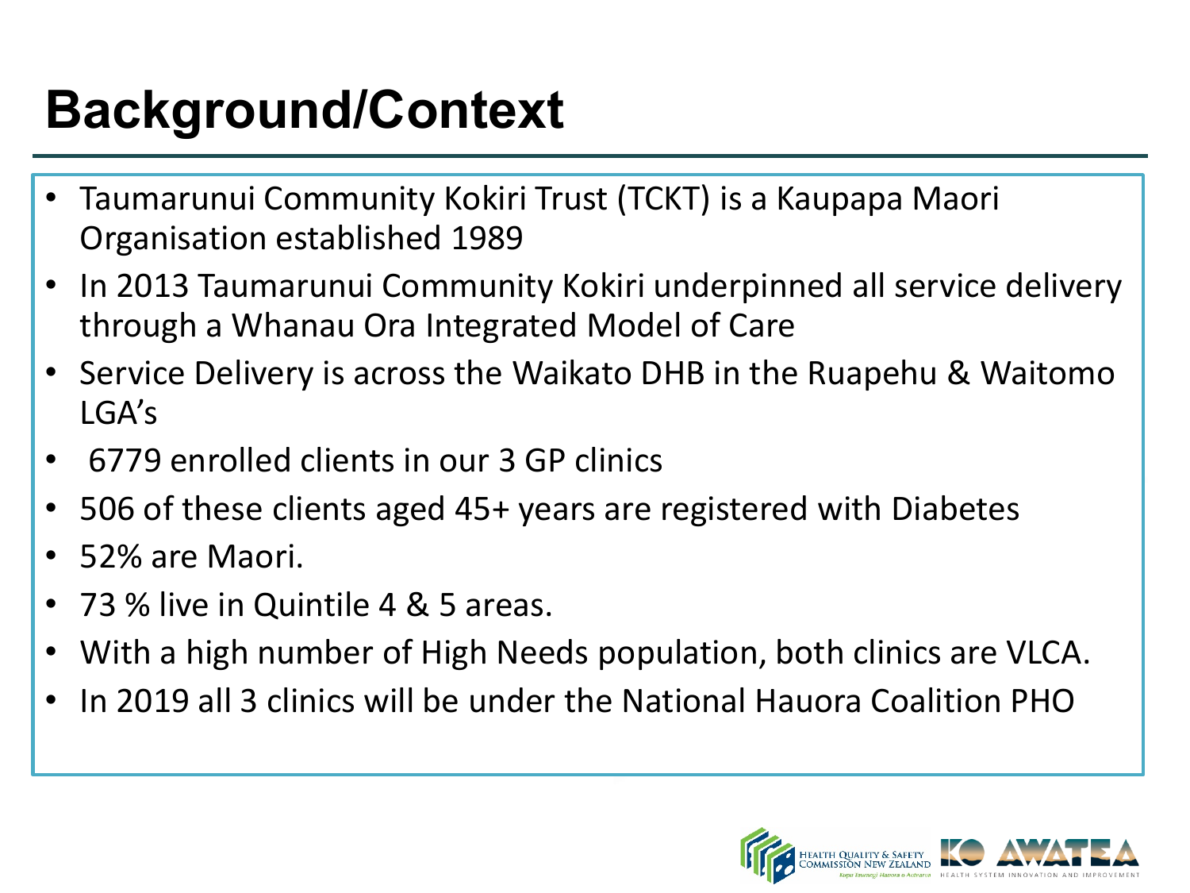# Background/Context

- Taumarunui Community Kokiri Trust (TCKT) is a Kaupapa Maori Organisation established 1989
- In 2013 Taumarunui Community Kokiri underpinned all service delivery through a Whanau Ora Integrated Model of Care
- Service Delivery is across the Waikato DHB in the Ruapehu & Waitomo LGA's
- 6779 enrolled clients in our 3 GP clinics
- 506 of these clients aged 45+ years are registered with Diabetes
- 52% are Maori.
- 73 % live in Quintile 4 & 5 areas.
- With a high number of High Needs population, both clinics are VLCA.
- In 2019 all 3 clinics will be under the National Hauora Coalition PHO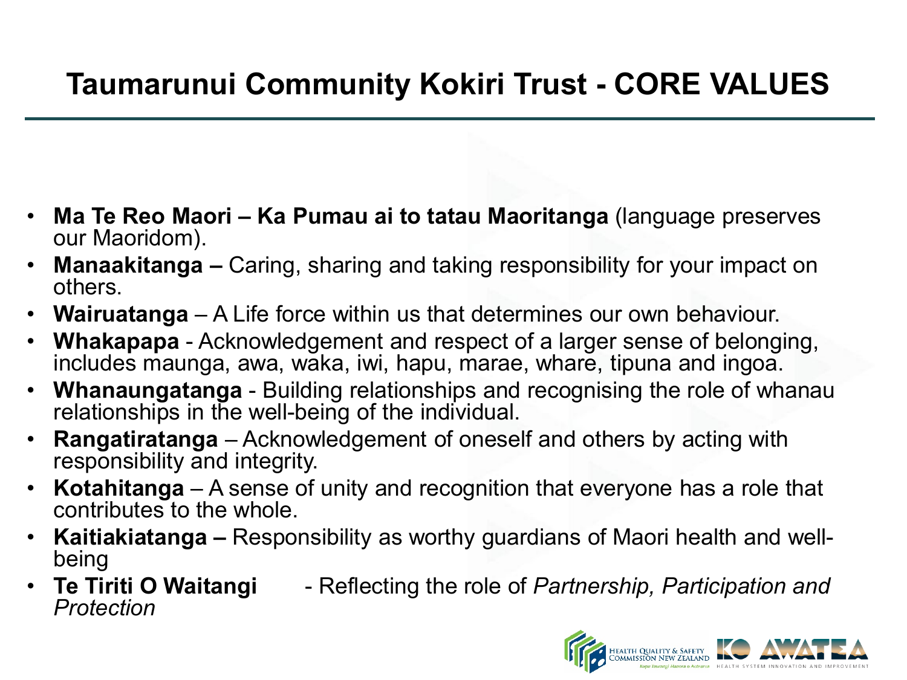# Taumarunui Community Kokiri Trust - CORE VALUES

- **Ma Te Reo Maori – Ka Pumau ai to tatau Maoritanga** (language preserves our Maoridom).
- **Manaakitanga –** Caring, sharing and taking responsibility for your impact on others.
- **Wairuatanga** – A Life force within us that determines our own behaviour.
- **Whakapapa** - Acknowledgement and respect of a larger sense of belonging, includes maunga, awa, waka, iwi, hapu, marae, whare, tipuna and ingoa.
- **Whanaungatanga** - Building relationships and recognising the role of whanau relationships in the well-being of the individual.
- **Rangatiratanga** – Acknowledgement of oneself and others by acting with responsibility and integrity.
- **Kotahitanga** – A sense of unity and recognition that everyone has a role that contributes to the whole.
- **Kaitiakiatanga –** Responsibility as worthy guardians of Maori health and well-being
- **Te Tiriti O Waitangi** - Reflecting the role of *Partnership, Participation and Protection*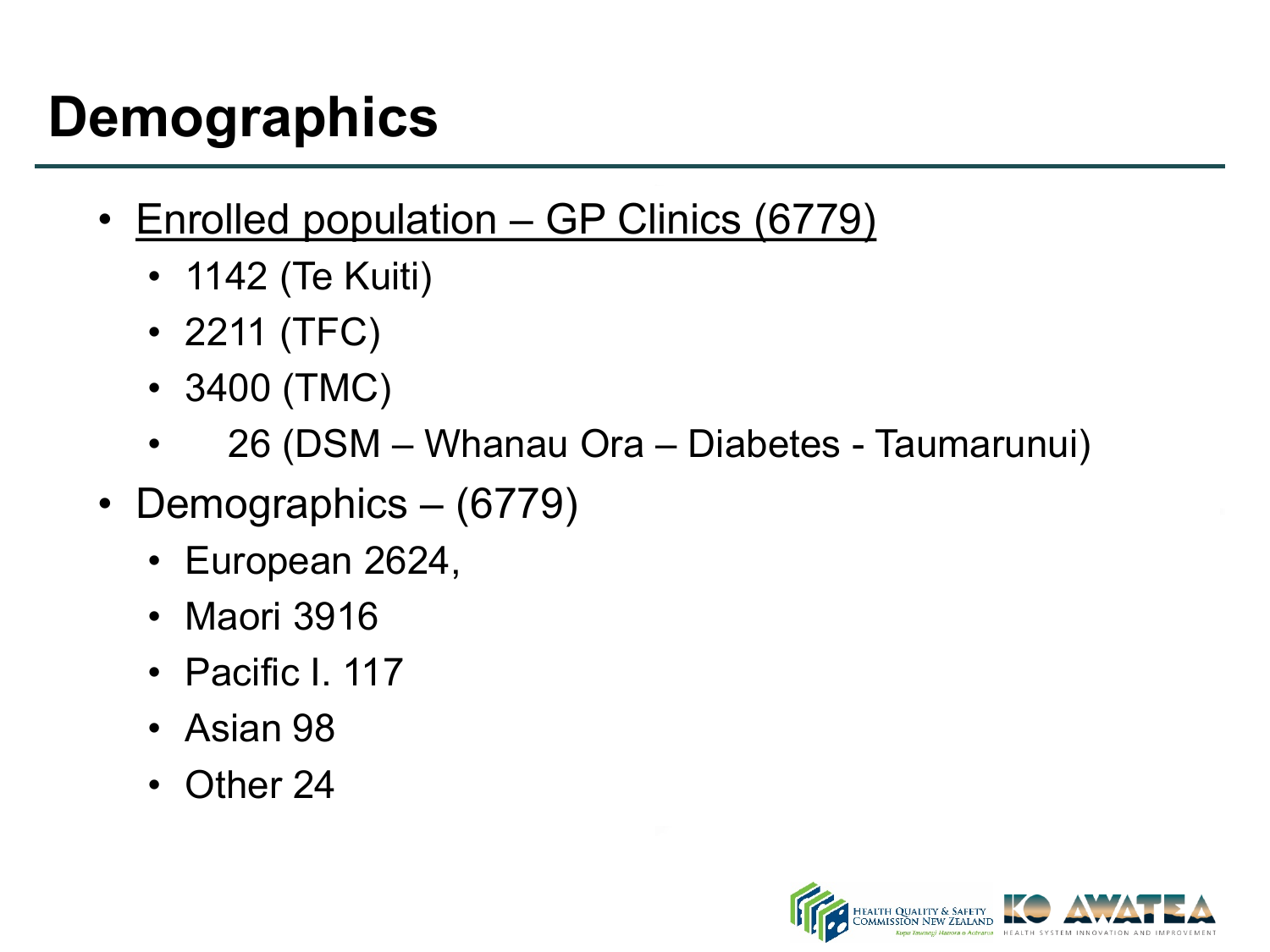# Demographics

- <u>Enrolled population – GP Clinics (6779)</u>
  - 1142 (Te Kuiti)
  - 2211 (TFC)
  - 3400 (TMC)
  - 26 (DSM – Whanau Ora – Diabetes - Taumarunui)
- Demographics – (6779)
  - European 2624,
  - Maori 3916
  - Pacific I. 117
  - Asian 98
  - Other 24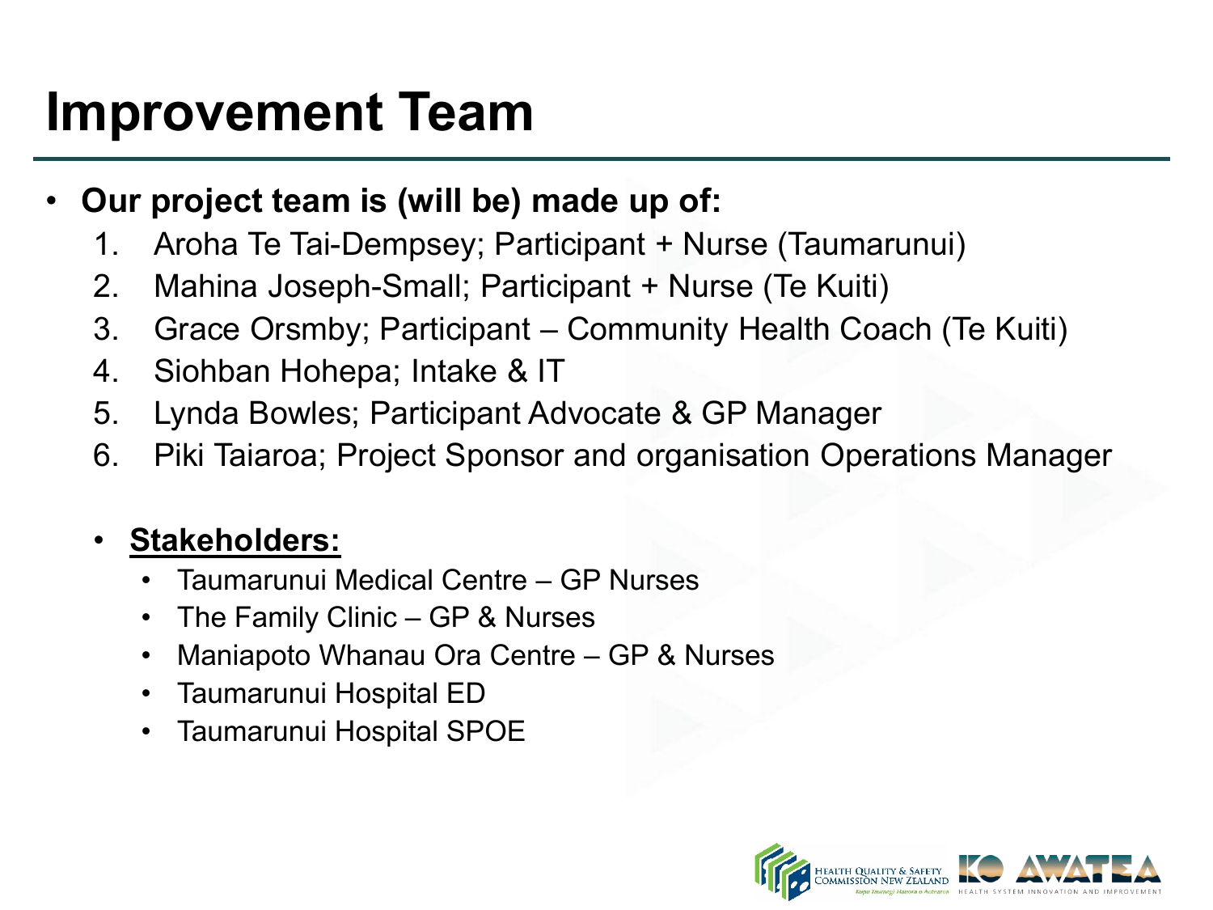# Improvement Team

- **Our project team is (will be) made up of:**
  1. Aroha Te Tai-Dempsey; Participant + Nurse (Taumarunui)
  2. Mahina Joseph-Small; Participant + Nurse (Te Kuiti)
  3. Grace Orsmby; Participant – Community Health Coach (Te Kuiti)
  4. Siohban Hohepa; Intake & IT
  5. Lynda Bowles; Participant Advocate & GP Manager
  6. Piki Taiaroa; Project Sponsor and organisation Operations Manager

  - **Stakeholders:**
    - Taumarunui Medical Centre – GP Nurses
    - The Family Clinic – GP & Nurses
    - Maniapoto Whanau Ora Centre – GP & Nurses
    - Taumarunui Hospital ED
    - Taumarunui Hospital SPOE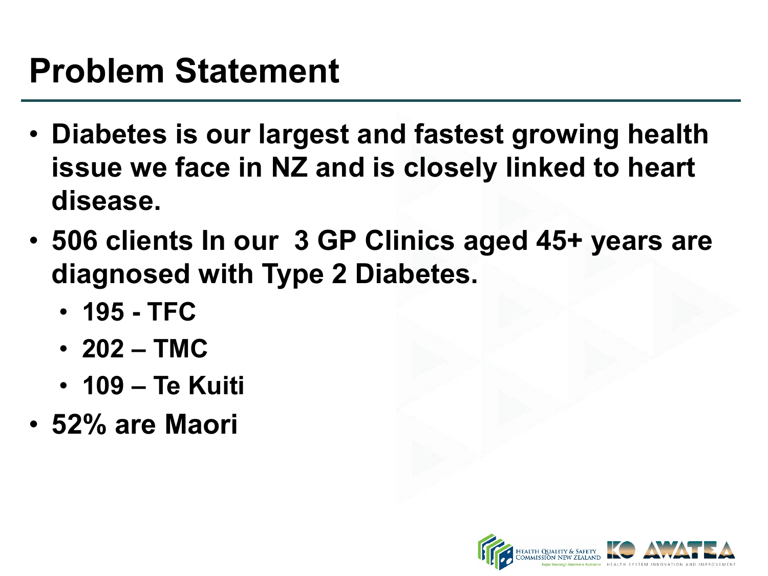# Problem Statement

- **Diabetes is our largest and fastest growing health issue we face in NZ and is closely linked to heart disease.**
- **506 clients In our 3 GP Clinics aged 45+ years are diagnosed with Type 2 Diabetes.**
  - **195 - TFC**
  - **202 – TMC**
  - **109 – Te Kuiti**
- **52% are Maori**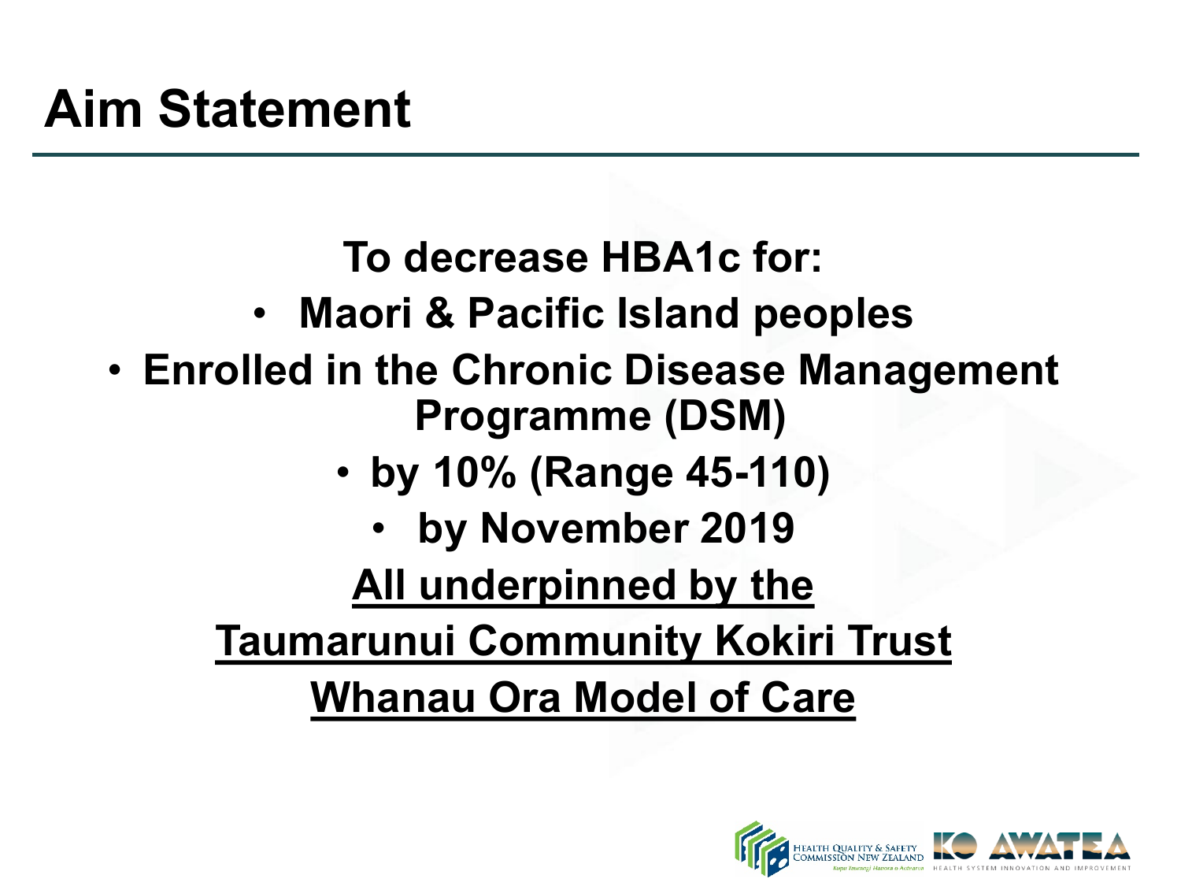# Aim Statement

**To decrease HBA1c for:**

- **Maori & Pacific Island peoples**
- **Enrolled in the Chronic Disease Management Programme (DSM)**
- **by 10% (Range 45-110)**
- **by November 2019**

**<u>All underpinned by the</u>**

**<u>Taumarunui Community Kokiri Trust</u>**

**<u>Whanau Ora Model of Care</u>**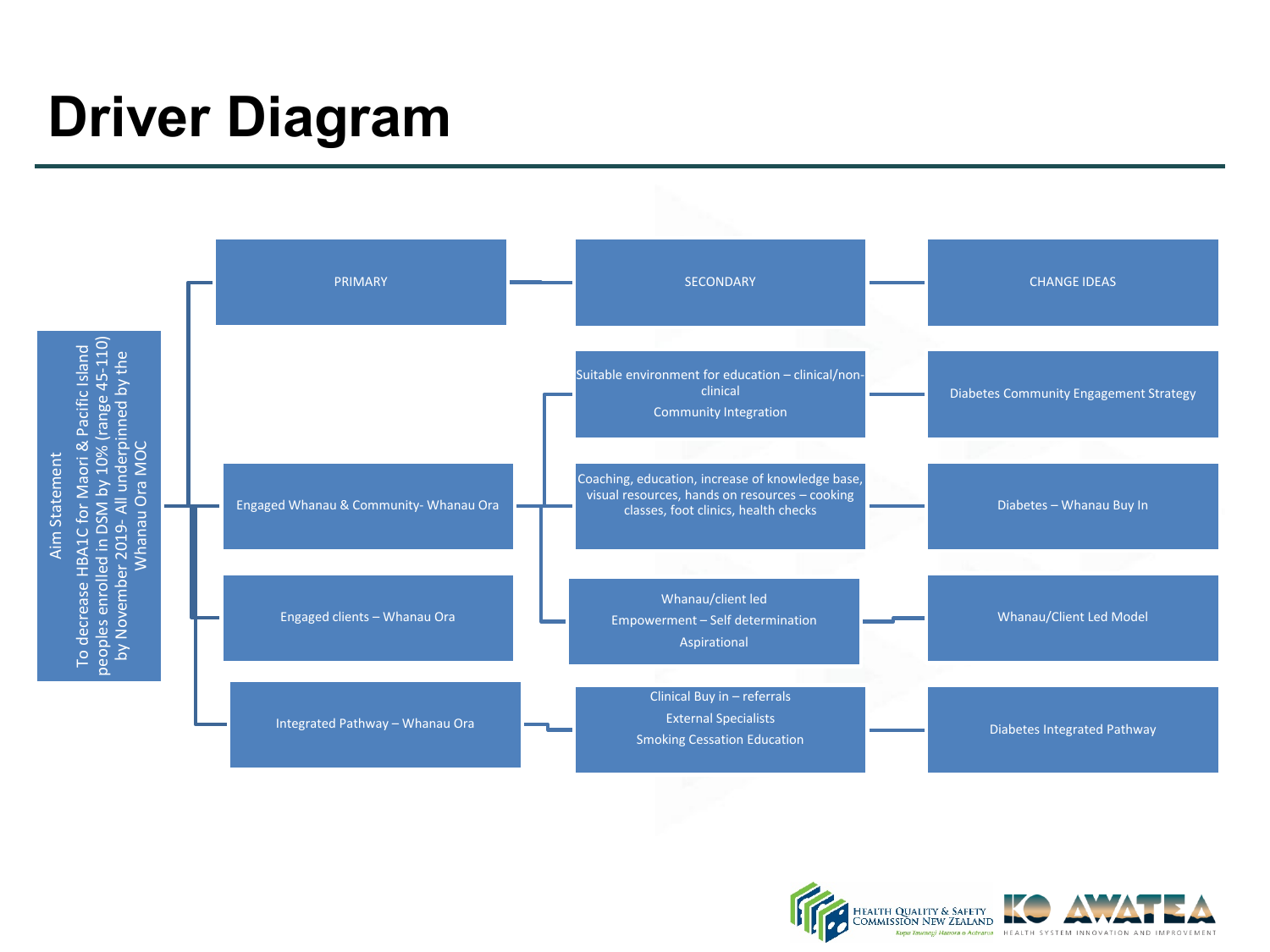# Driver Diagram

**Aim Statement**

To decrease HBA1C for Maori & Pacific Island peoples enrolled in DSM by 10% (range 45-110) by November 2019- All underpinned by the Whanau Ora MOC

| PRIMARY | SECONDARY | CHANGE IDEAS |
| --- | --- | --- |
| Engaged Whanau & Community- Whanau Ora | Suitable environment for education – clinical/non-clinical<br>Community Integration | Diabetes Community Engagement Strategy |
| | Coaching, education, increase of knowledge base, visual resources, hands on resources – cooking classes, foot clinics, health checks | Diabetes – Whanau Buy In |
| Engaged clients – Whanau Ora | Whanau/client led<br>Empowerment – Self determination<br>Aspirational | Whanau/Client Led Model |
| Integrated Pathway – Whanau Ora | Clinical Buy in – referrals<br>External Specialists<br>Smoking Cessation Education | Diabetes Integrated Pathway |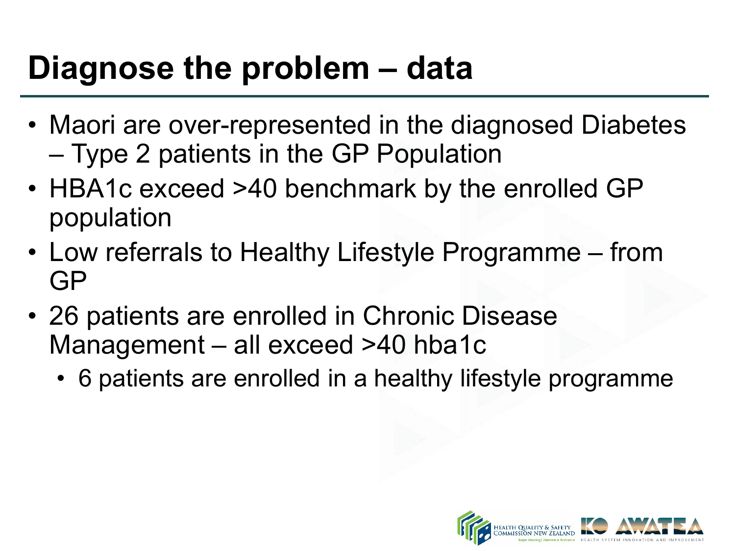# Diagnose the problem – data

- Maori are over-represented in the diagnosed Diabetes – Type 2 patients in the GP Population
- HBA1c exceed >40 benchmark by the enrolled GP population
- Low referrals to Healthy Lifestyle Programme – from GP
- 26 patients are enrolled in Chronic Disease Management – all exceed >40 hba1c
  - 6 patients are enrolled in a healthy lifestyle programme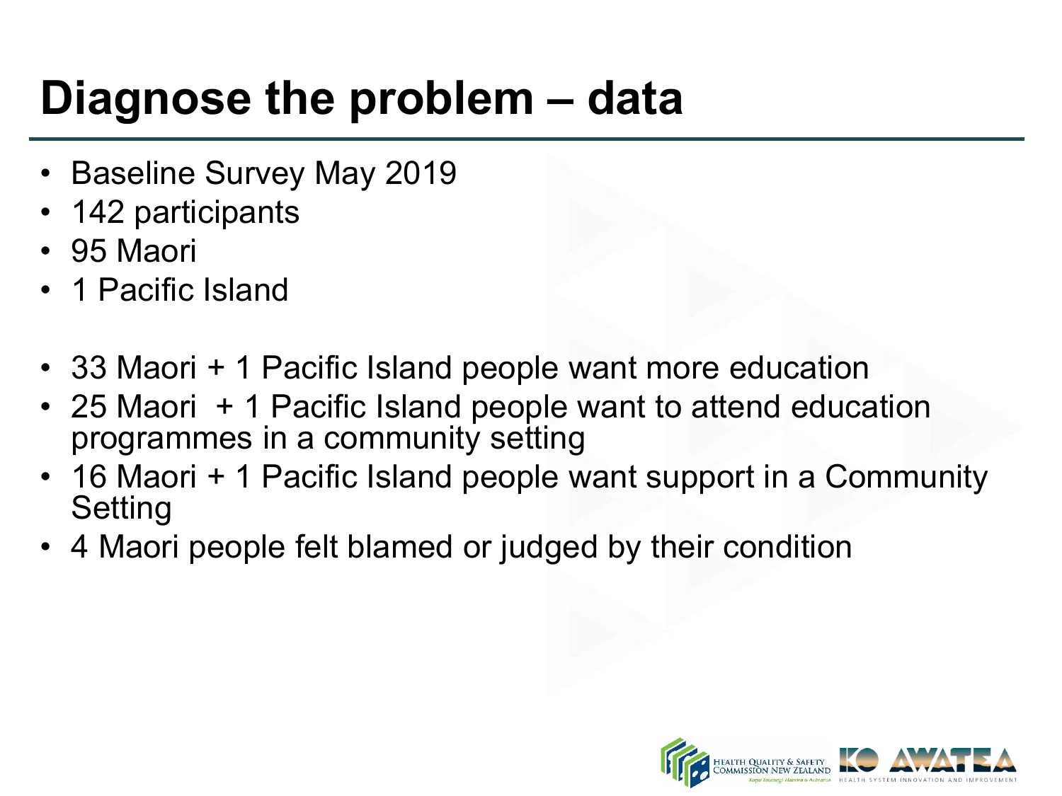# Diagnose the problem – data

- Baseline Survey May 2019
- 142 participants
- 95 Maori
- 1 Pacific Island

- 33 Maori + 1 Pacific Island people want more education
- 25 Maori + 1 Pacific Island people want to attend education programmes in a community setting
- 16 Maori + 1 Pacific Island people want support in a Community Setting
- 4 Maori people felt blamed or judged by their condition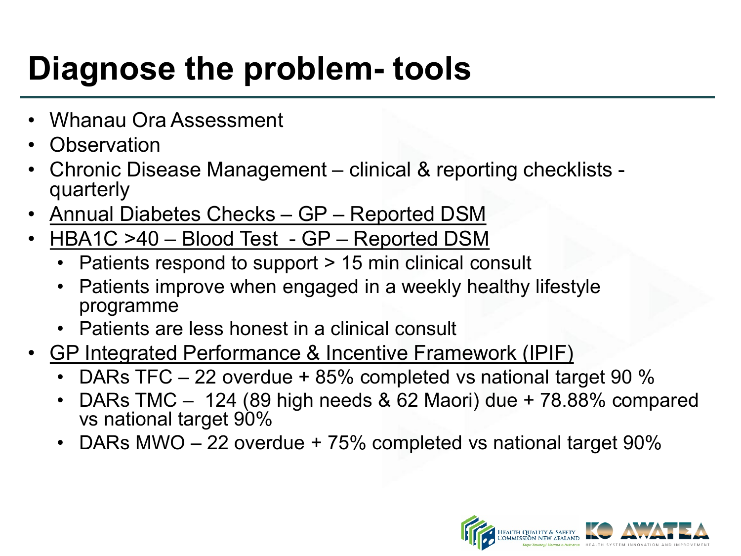# Diagnose the problem- tools

- Whanau Ora Assessment
- Observation
- Chronic Disease Management – clinical & reporting checklists - quarterly
- <u>Annual Diabetes Checks – GP – Reported DSM</u>
- <u>HBA1C >40 – Blood Test - GP – Reported DSM</u>
  - Patients respond to support > 15 min clinical consult
  - Patients improve when engaged in a weekly healthy lifestyle programme
  - Patients are less honest in a clinical consult
- <u>GP Integrated Performance & Incentive Framework (IPIF)</u>
  - DARs TFC – 22 overdue + 85% completed vs national target 90 %
  - DARs TMC – 124 (89 high needs & 62 Maori) due + 78.88% compared vs national target 90%
  - DARs MWO – 22 overdue + 75% completed vs national target 90%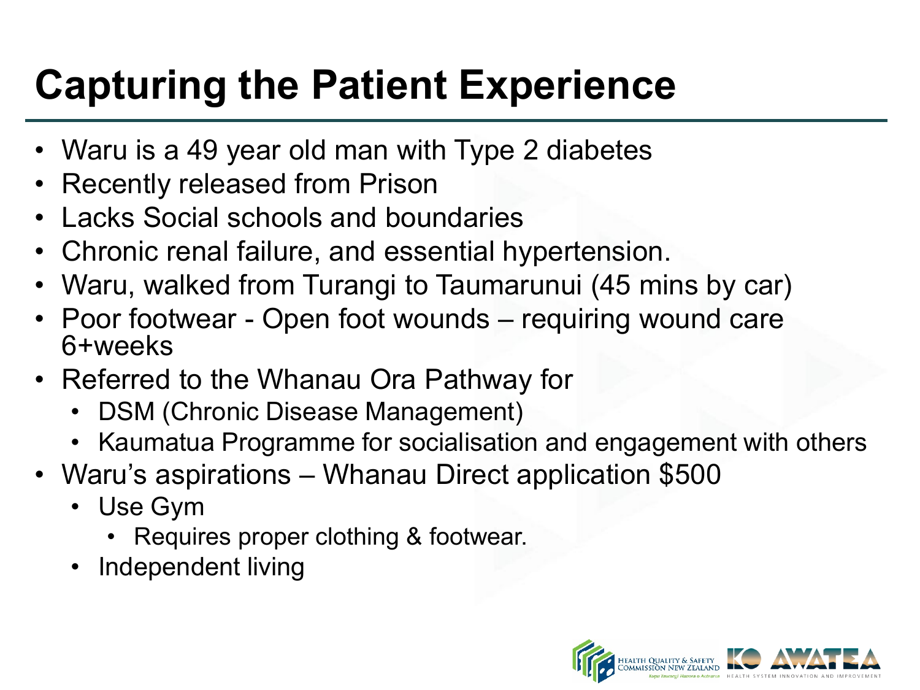# Capturing the Patient Experience

- Waru is a 49 year old man with Type 2 diabetes
- Recently released from Prison
- Lacks Social schools and boundaries
- Chronic renal failure, and essential hypertension.
- Waru, walked from Turangi to Taumarunui (45 mins by car)
- Poor footwear - Open foot wounds – requiring wound care 6+weeks
- Referred to the Whanau Ora Pathway for
  - DSM (Chronic Disease Management)
  - Kaumatua Programme for socialisation and engagement with others
- Waru's aspirations – Whanau Direct application $500
  - Use Gym
    - Requires proper clothing & footwear.
  - Independent living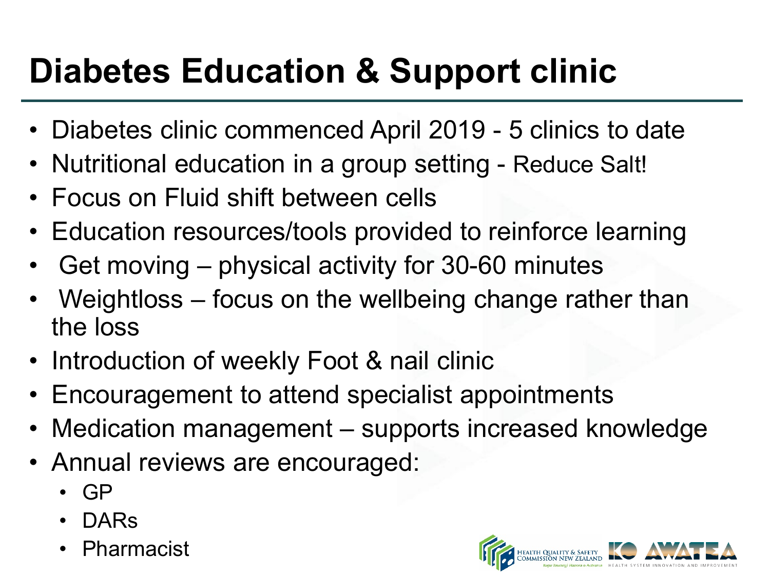# Diabetes Education & Support clinic

- Diabetes clinic commenced April 2019 - 5 clinics to date
- Nutritional education in a group setting - Reduce Salt!
- Focus on Fluid shift between cells
- Education resources/tools provided to reinforce learning
- Get moving – physical activity for 30-60 minutes
- Weightloss – focus on the wellbeing change rather than the loss
- Introduction of weekly Foot & nail clinic
- Encouragement to attend specialist appointments
- Medication management – supports increased knowledge
- Annual reviews are encouraged:
  - GP
  - DARs
  - Pharmacist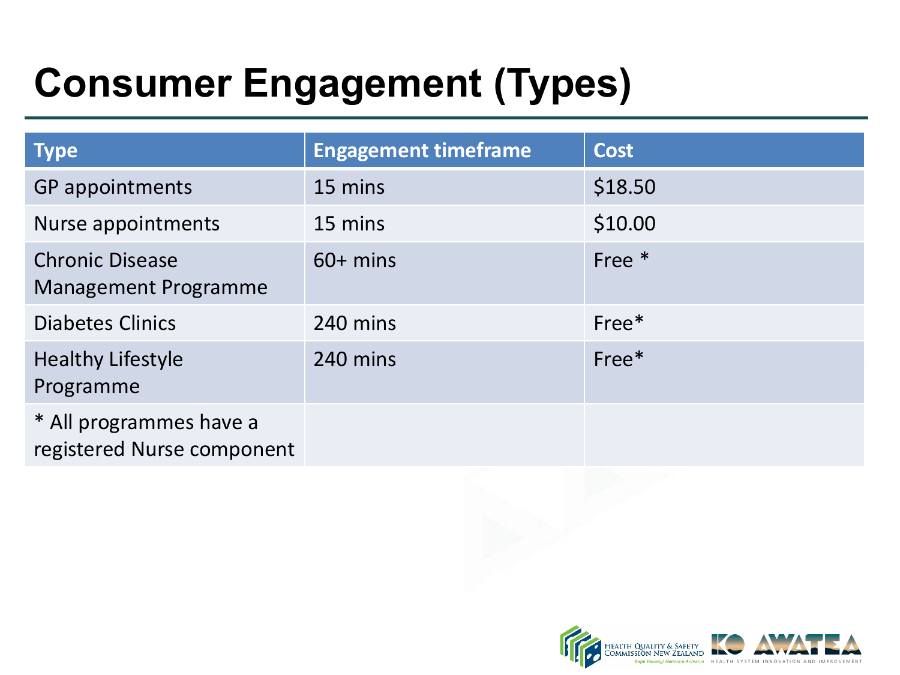# Consumer Engagement (Types)

| Type | Engagement timeframe | Cost |
| --- | --- | --- |
| GP appointments | 15 mins | $18.50 |
| Nurse appointments | 15 mins | $10.00 |
| Chronic Disease Management Programme | 60+ mins | Free * |
| Diabetes Clinics | 240 mins | Free* |
| Healthy Lifestyle Programme | 240 mins | Free* |
| * All programmes have a registered Nurse component | | |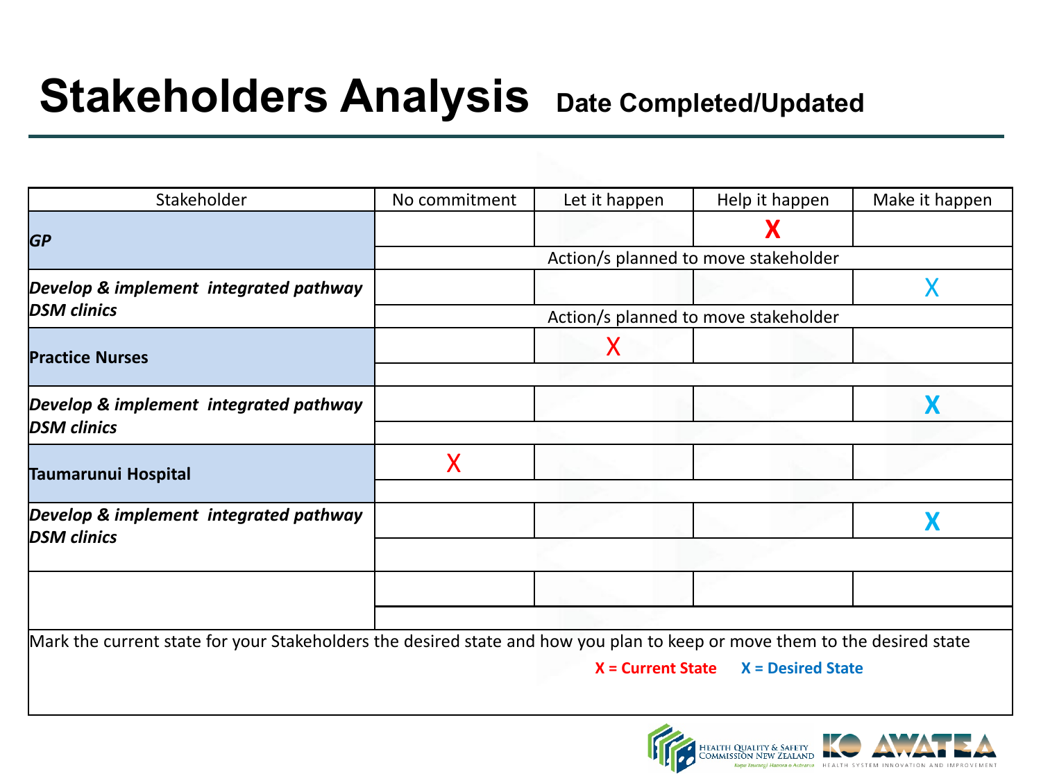# Stakeholders Analysis

**Date Completed/Updated**

| Stakeholder | No commitment | Let it happen | Help it happen | Make it happen |
|---|---|---|---|---|
| ***GP*** | | | X | |
| | Action/s planned to move stakeholder | | | |
| ***Develop & implement integrated pathway DSM clinics*** | | | | X |
| | Action/s planned to move stakeholder | | | |
| **Practice Nurses** | | X | | |
| | | | | |
| ***Develop & implement integrated pathway DSM clinics*** | | | | X |
| | | | | |
| **Taumarunui Hospital** | X | | | |
| | | | | |
| ***Develop & implement integrated pathway DSM clinics*** | | | | X |
| | | | | |
| | | | | |
| | | | | |

Mark the current state for your Stakeholders the desired state and how you plan to keep or move them to the desired state

**X = Current State** **X = Desired State**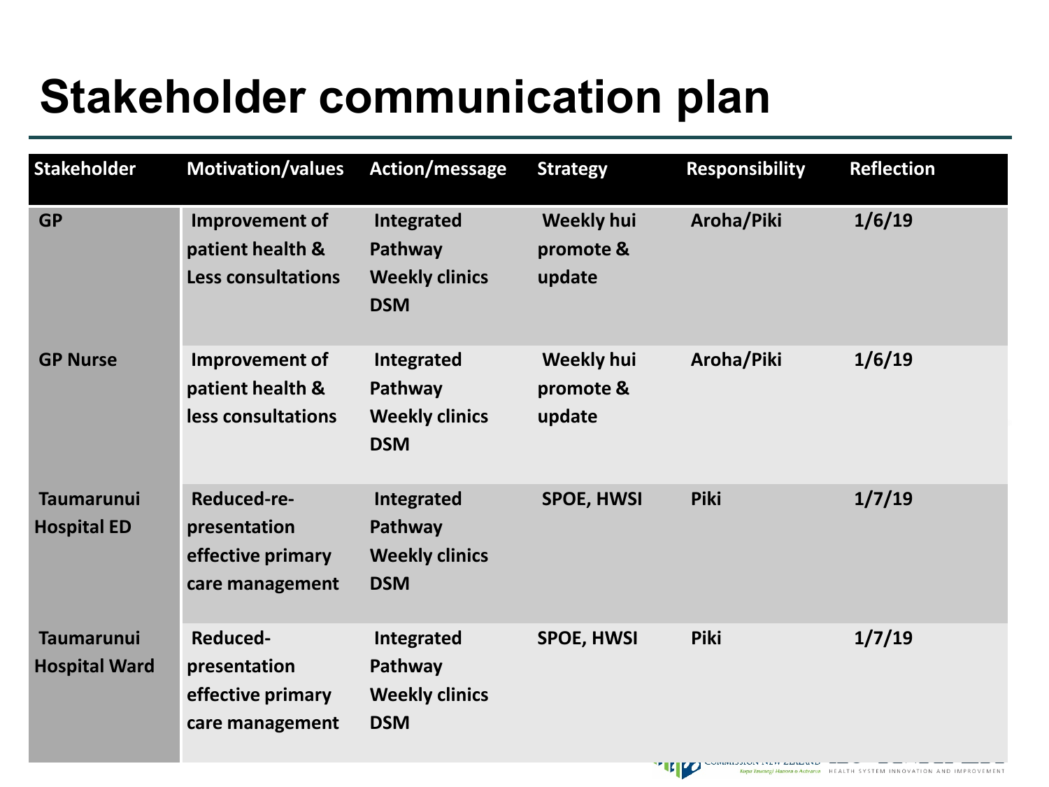# Stakeholder communication plan

| Stakeholder | Motivation/values | Action/message | Strategy | Responsibility | Reflection |
|---|---|---|---|---|---|
| GP | Improvement of patient health & Less consultations | Integrated Pathway Weekly clinics DSM | Weekly hui promote & update | Aroha/Piki | 1/6/19 |
| GP Nurse | Improvement of patient health & less consultations | Integrated Pathway Weekly clinics DSM | Weekly hui promote & update | Aroha/Piki | 1/6/19 |
| Taumarunui Hospital ED | Reduced-re-presentation effective primary care management | Integrated Pathway Weekly clinics DSM | SPOE, HWSI | Piki | 1/7/19 |
| Taumarunui Hospital Ward | Reduced-presentation effective primary care management | Integrated Pathway Weekly clinics DSM | SPOE, HWSI | Piki | 1/7/19 |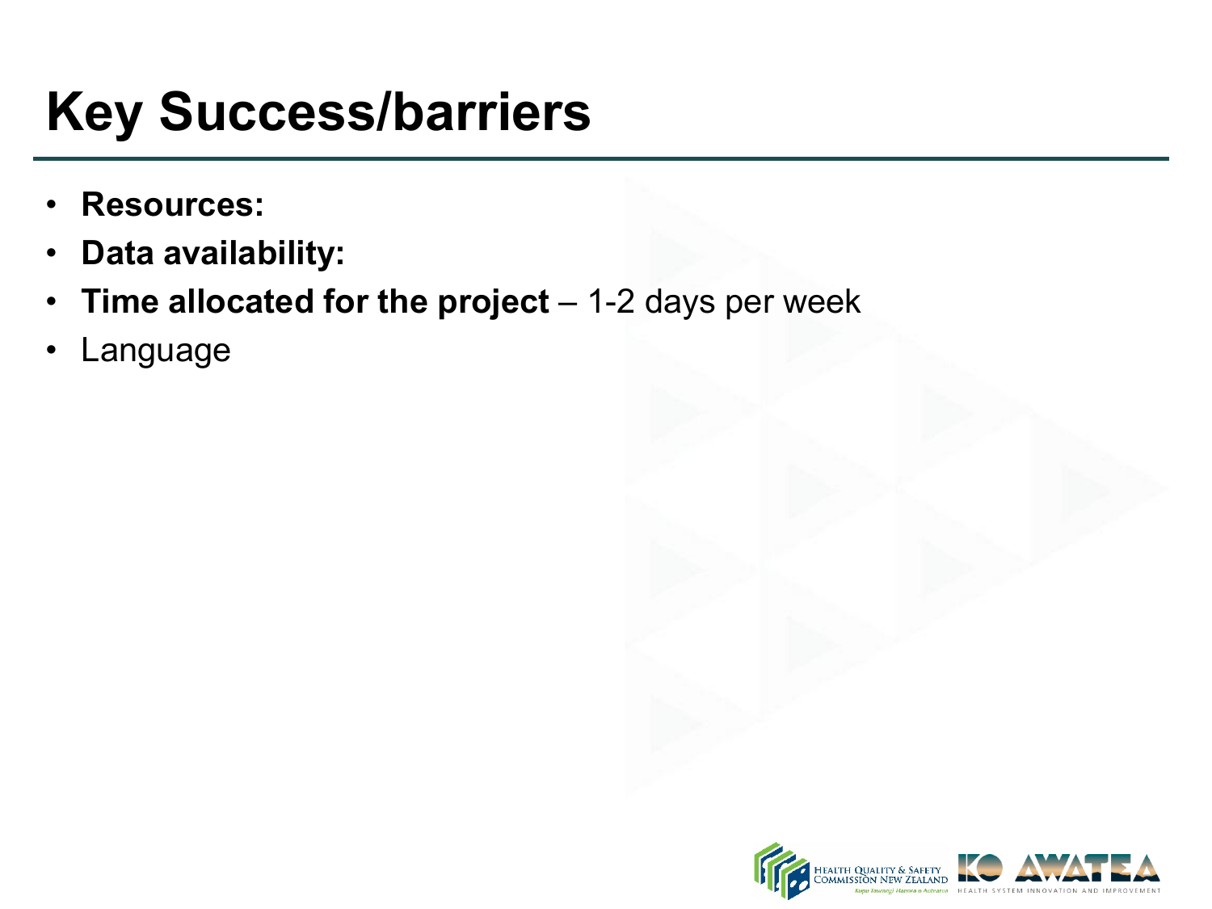# Key Success/barriers

- **Resources:**
- **Data availability:**
- **Time allocated for the project** – 1-2 days per week
- Language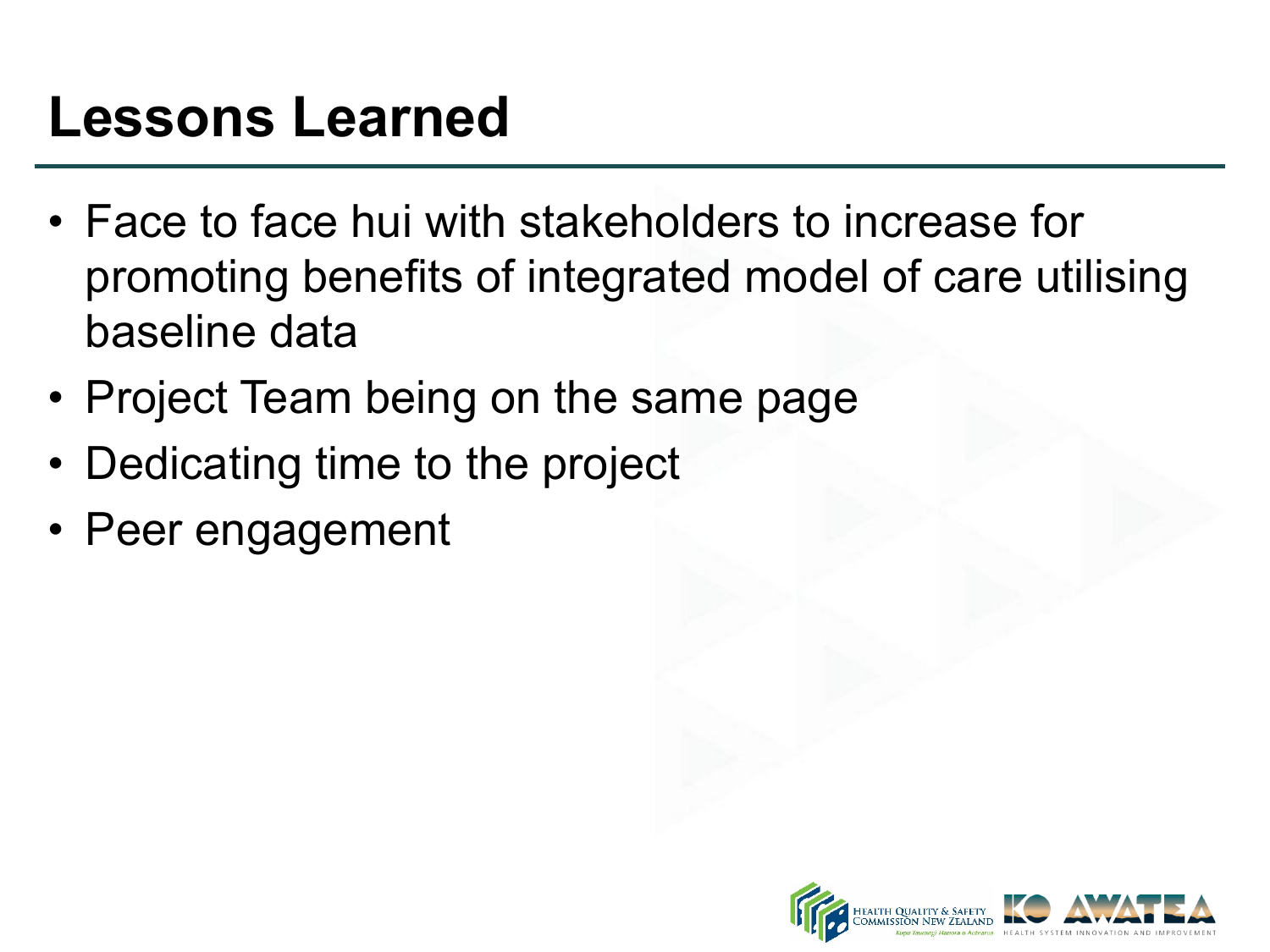# Lessons Learned

- Face to face hui with stakeholders to increase for promoting benefits of integrated model of care utilising baseline data
- Project Team being on the same page
- Dedicating time to the project
- Peer engagement